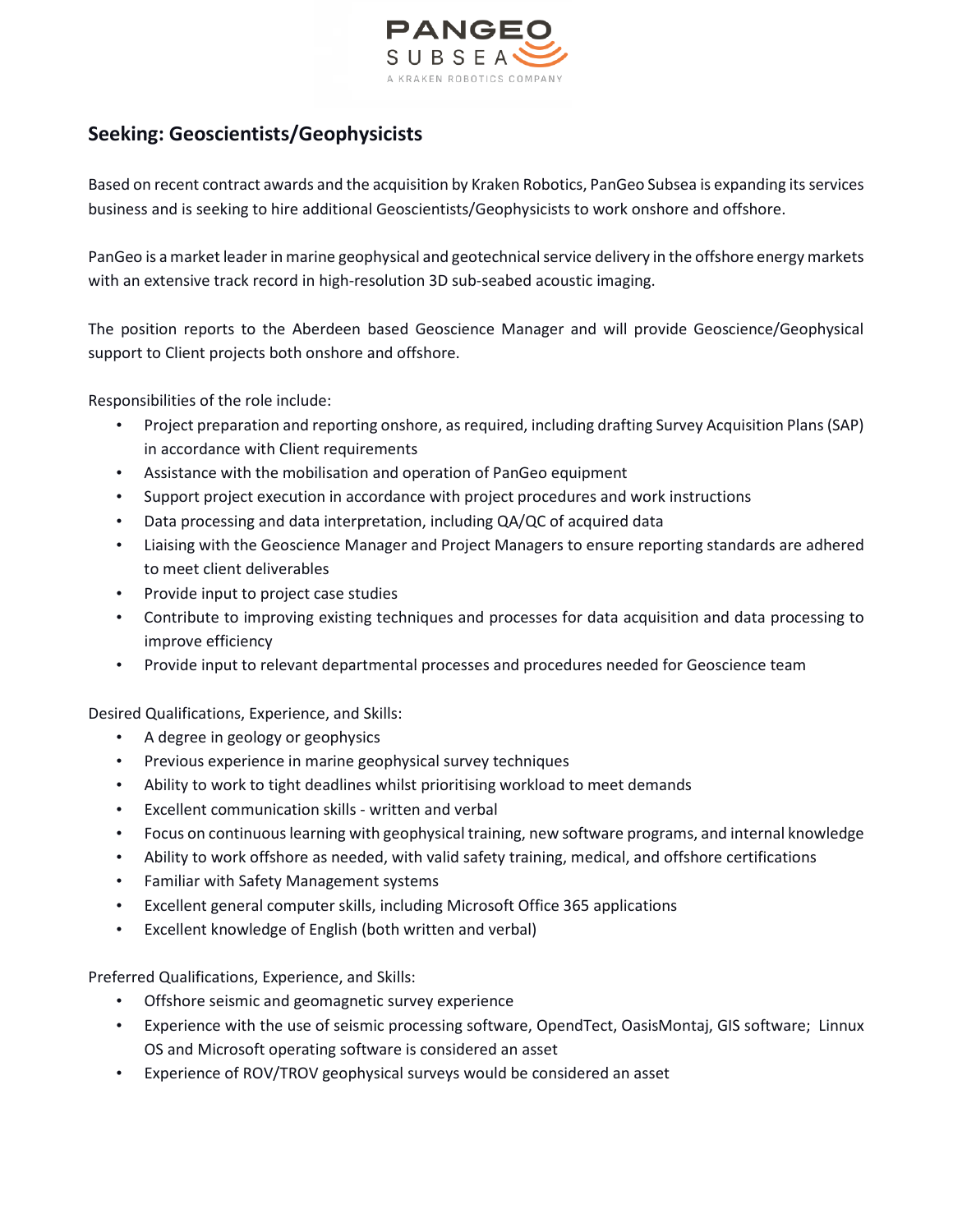PANGEO SUBSEA
A KRAKEN ROBOTICS COMPANY

## Seeking: Geoscientists/Geophysicists

Based on recent contract awards and the acquisition by Kraken Robotics, PanGeo Subsea is expanding its services business and is seeking to hire additional Geoscientists/Geophysicists to work onshore and offshore.

PanGeo is a market leader in marine geophysical and geotechnical service delivery in the offshore energy markets with an extensive track record in high-resolution 3D sub-seabed acoustic imaging.

The position reports to the Aberdeen based Geoscience Manager and will provide Geoscience/Geophysical support to Client projects both onshore and offshore.

Responsibilities of the role include:

- Project preparation and reporting onshore, as required, including drafting Survey Acquisition Plans (SAP) in accordance with Client requirements
- Assistance with the mobilisation and operation of PanGeo equipment
- Support project execution in accordance with project procedures and work instructions
- Data processing and data interpretation, including QA/QC of acquired data
- Liaising with the Geoscience Manager and Project Managers to ensure reporting standards are adhered to meet client deliverables
- Provide input to project case studies
- Contribute to improving existing techniques and processes for data acquisition and data processing to improve efficiency
- Provide input to relevant departmental processes and procedures needed for Geoscience team

Desired Qualifications, Experience, and Skills:

- A degree in geology or geophysics
- Previous experience in marine geophysical survey techniques
- Ability to work to tight deadlines whilst prioritising workload to meet demands
- Excellent communication skills - written and verbal
- Focus on continuous learning with geophysical training, new software programs, and internal knowledge
- Ability to work offshore as needed, with valid safety training, medical, and offshore certifications
- Familiar with Safety Management systems
- Excellent general computer skills, including Microsoft Office 365 applications
- Excellent knowledge of English (both written and verbal)

Preferred Qualifications, Experience, and Skills:

- Offshore seismic and geomagnetic survey experience
- Experience with the use of seismic processing software, OpendTect, OasisMontaj, GIS software; Linnux OS and Microsoft operating software is considered an asset
- Experience of ROV/TROV geophysical surveys would be considered an asset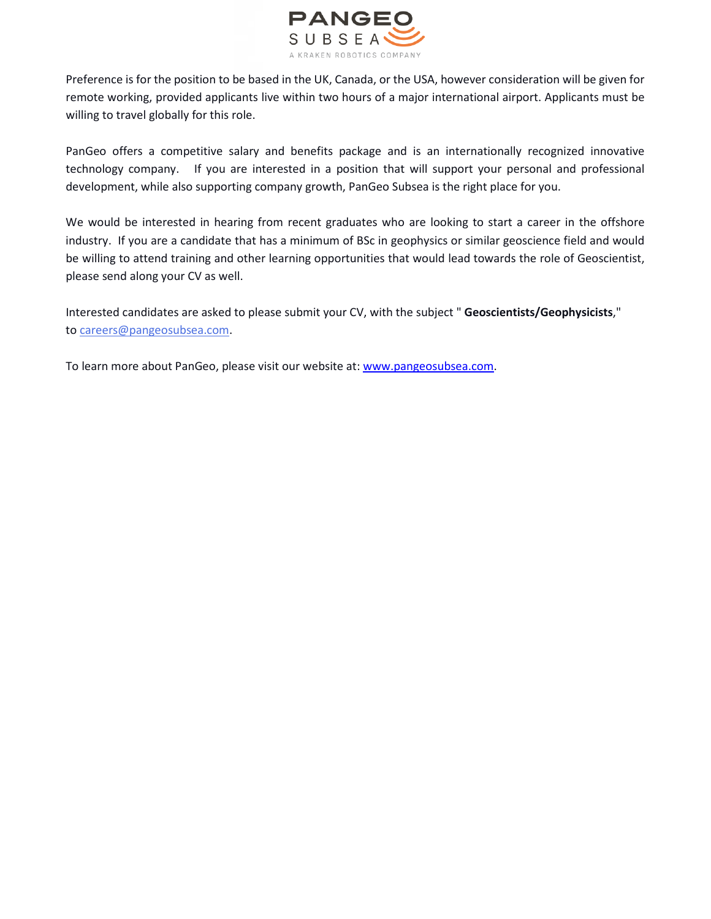Preference is for the position to be based in the UK, Canada, or the USA, however consideration will be given for remote working, provided applicants live within two hours of a major international airport. Applicants must be willing to travel globally for this role.

PanGeo offers a competitive salary and benefits package and is an internationally recognized innovative technology company. If you are interested in a position that will support your personal and professional development, while also supporting company growth, PanGeo Subsea is the right place for you.

We would be interested in hearing from recent graduates who are looking to start a career in the offshore industry. If you are a candidate that has a minimum of BSc in geophysics or similar geoscience field and would be willing to attend training and other learning opportunities that would lead towards the role of Geoscientist, please send along your CV as well.

Interested candidates are asked to please submit your CV, with the subject " **Geoscientists/Geophysicists**," to [careers@pangeosubsea.com](mailto:careers@pangeosubsea.com).

To learn more about PanGeo, please visit our website at: [www.pangeosubsea.com](http://www.pangeosubsea.com).